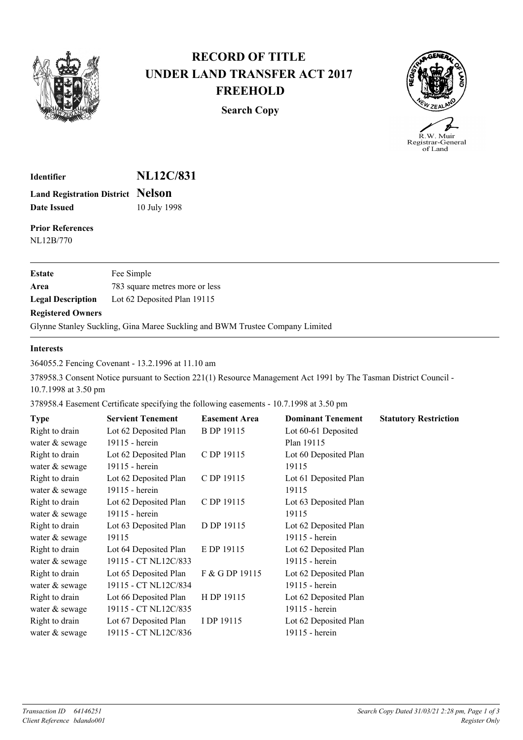# RECORD OF TITLE
# UNDER LAND TRANSFER ACT 2017
# FREEHOLD

**Search Copy**

R.W. Muir
Registrar-General
of Land

**Identifier** **NL12C/831**
**Land Registration District** **Nelson**
**Date Issued** 10 July 1998

**Prior References**
NL12B/770

---

**Estate** Fee Simple
**Area** 783 square metres more or less
**Legal Description** Lot 62 Deposited Plan 19115
**Registered Owners**
Glynne Stanley Suckling, Gina Maree Suckling and BWM Trustee Company Limited

---

**Interests**

364055.2 Fencing Covenant - 13.2.1996 at 11.10 am

378958.3 Consent Notice pursuant to Section 221(1) Resource Management Act 1991 by The Tasman District Council - 10.7.1998 at 3.50 pm

378958.4 Easement Certificate specifying the following easements - 10.7.1998 at 3.50 pm

| Type | Servient Tenement | Easement Area | Dominant Tenement | Statutory Restriction |
|---|---|---|---|---|
| Right to drain water & sewage | Lot 62 Deposited Plan 19115 - herein | B DP 19115 | Lot 60-61 Deposited Plan 19115 | |
| Right to drain water & sewage | Lot 62 Deposited Plan 19115 - herein | C DP 19115 | Lot 60 Deposited Plan 19115 | |
| Right to drain water & sewage | Lot 62 Deposited Plan 19115 - herein | C DP 19115 | Lot 61 Deposited Plan 19115 | |
| Right to drain water & sewage | Lot 62 Deposited Plan 19115 - herein | C DP 19115 | Lot 63 Deposited Plan 19115 | |
| Right to drain water & sewage | Lot 63 Deposited Plan 19115 | D DP 19115 | Lot 62 Deposited Plan 19115 - herein | |
| Right to drain water & sewage | Lot 64 Deposited Plan 19115 - CT NL12C/833 | E DP 19115 | Lot 62 Deposited Plan 19115 - herein | |
| Right to drain water & sewage | Lot 65 Deposited Plan 19115 - CT NL12C/834 | F & G DP 19115 | Lot 62 Deposited Plan 19115 - herein | |
| Right to drain water & sewage | Lot 66 Deposited Plan 19115 - CT NL12C/835 | H DP 19115 | Lot 62 Deposited Plan 19115 - herein | |
| Right to drain water & sewage | Lot 67 Deposited Plan 19115 - CT NL12C/836 | I DP 19115 | Lot 62 Deposited Plan 19115 - herein | |

*Transaction ID 64146251*
*Client Reference bdando001*

*Search Copy Dated 31/03/21 2:28 pm*
*Register Only*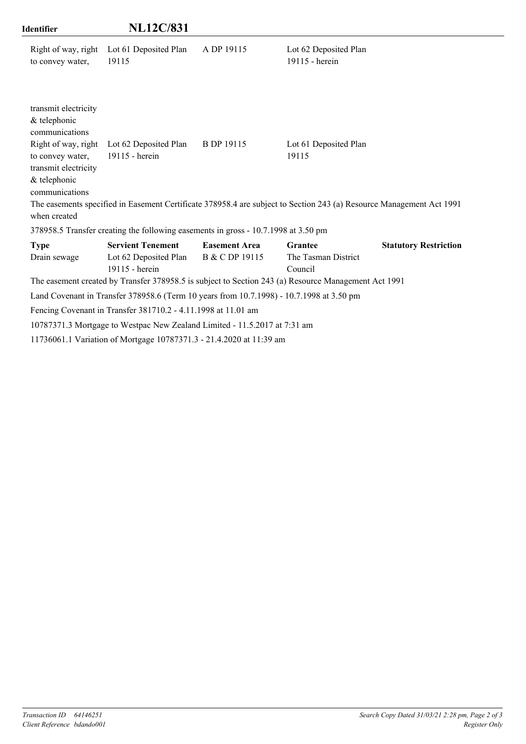**Identifier** **NL12C/831**

| | | | |
|---|---|---|---|
| Right of way, right to convey water, transmit electricity & telephonic communications | Lot 61 Deposited Plan 19115 | A DP 19115 | Lot 62 Deposited Plan 19115 - herein |
| Right of way, right to convey water, transmit electricity & telephonic communications | Lot 62 Deposited Plan 19115 - herein | B DP 19115 | Lot 61 Deposited Plan 19115 |

The easements specified in Easement Certificate 378958.4 are subject to Section 243 (a) Resource Management Act 1991 when created

378958.5 Transfer creating the following easements in gross - 10.7.1998 at 3.50 pm

| Type | Servient Tenement | Easement Area | Grantee | Statutory Restriction |
|---|---|---|---|---|
| Drain sewage | Lot 62 Deposited Plan 19115 - herein | B & C DP 19115 | The Tasman District Council | |

The easement created by Transfer 378958.5 is subject to Section 243 (a) Resource Management Act 1991

Land Covenant in Transfer 378958.6 (Term 10 years from 10.7.1998) - 10.7.1998 at 3.50 pm

Fencing Covenant in Transfer 381710.2 - 4.11.1998 at 11.01 am

10787371.3 Mortgage to Westpac New Zealand Limited - 11.5.2017 at 7:31 am

11736061.1 Variation of Mortgage 10787371.3 - 21.4.2020 at 11:39 am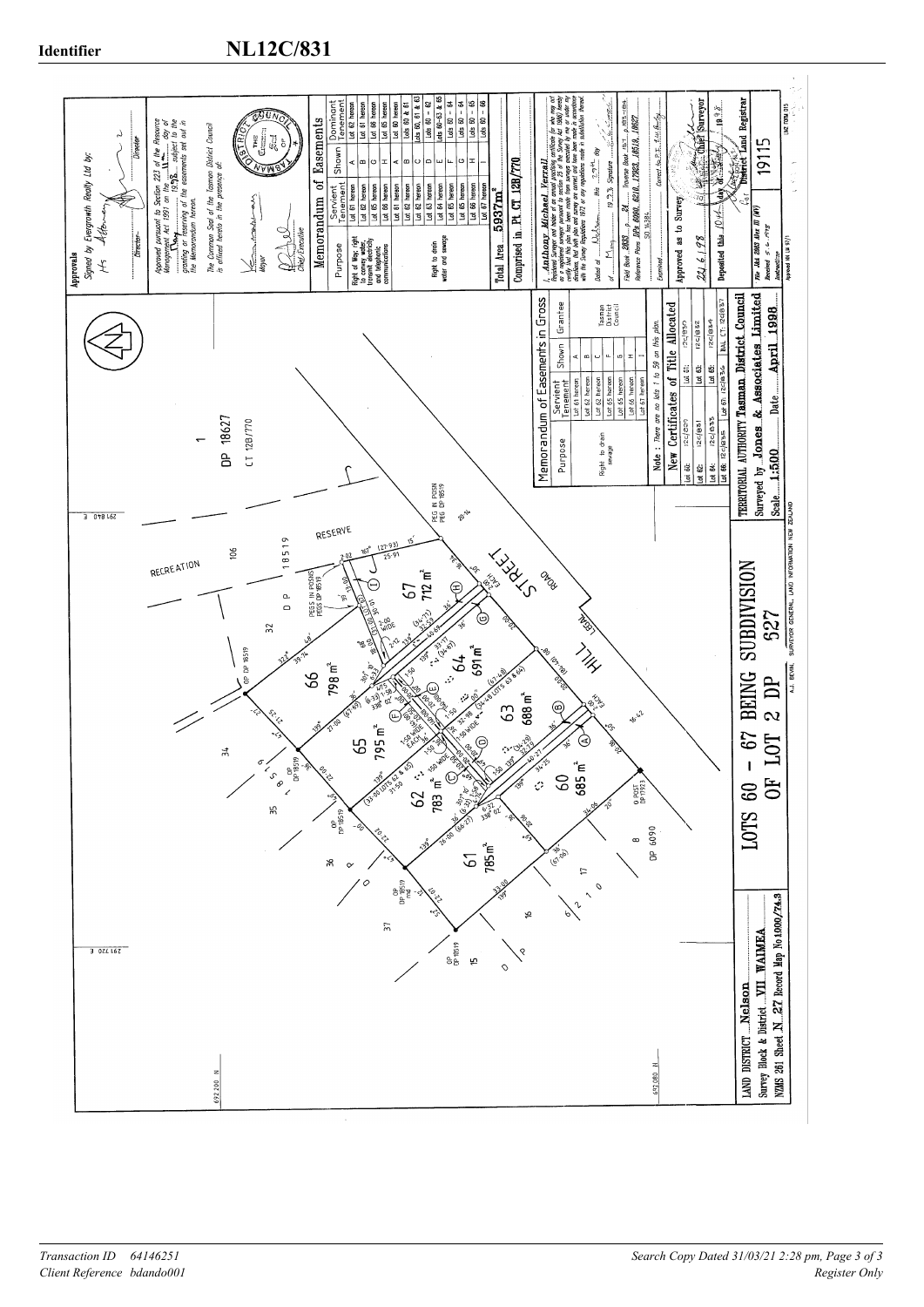**Identifier** NL12C/831

LOTS 60 - 67 BEING SUBDIVISION OF LOT 2 DP 527

LAND DISTRICT Nelson

Survey Block & District VII WAIMEA

NZMS 261 Sheet N 27 Record Map No 1000/74.3

TERRITORIAL AUTHORITY Tasman District Council

Surveyed by Jones & Associates Limited

Scale 1:500 Date April 1998

## Approvals

Signed by Evergrowth Realty Ltd by:

Director Director

Approved pursuant to Section 223 of the Resource Management Act 1991 on the 11th day of May 1998 subject to the granting or reserving of the easements set out in the Memorandum hereon.

The Common Seal of the Tasman District Council is affixed hereto in the presence of:

Mayor

Chief Executive

## Memorandum of Easements

| Purpose | Servient Tenement | Shown | Dominant Tenement |
|---|---|---|---|
| Right of Way, right to convey water, transmit electricity and telephonic communications | Lot 61 hereon | A | Lot 62 hereon |
| | Lot 62 hereon | B | Lot 61 hereon |
| | Lot 65 hereon | G | Lot 66 hereon |
| | Lot 66 hereon | H | Lot 65 hereon |
| | Lot 61 hereon | A | Lot 60 hereon |
| Right to drain water and sewage | Lot 62 hereon | B | Lots 60 & 61 |
| | Lot 62 hereon | C | Lots 60, 61 & 63 |
| | Lot 63 hereon | D | Lots 60 - 62 |
| | Lot 64 hereon | E | Lots 60 - 63 & 65 |
| | Lot 65 hereon | F | Lots 60 - 64 |
| | Lot 65 hereon | G | Lots 60 - 64 |
| | Lot 66 hereon | H | Lots 60 - 65 |
| | Lot 67 hereon | I | Lots 60 - 66 |

Total Area 5937m²

Comprised in Pt CT 12B/770

I, Anthony Michael Verrall, Registered Surveyor and holder of an annual practising certificate for who are not on registered surveyor pursuant to section 23 of the Survey Act 1986 hereby certify that this plan has been made from surveys executed by me or under my direction, that both plan and survey are correct and have been made in accordance with the Survey Regulations 1972 or any regulations made in substitution thereof.

Dated at Nelson this 29th day of May 1998 Signature

Field Book 2033 p 24 Traverse Book 1871 p 189-194

Reference Plans DPs 6090, 6210, 17983, 18519, 18627

Examined Correct

Approved as to Survey 22.6.98 Chief Surveyor

Deposited this 10th day of July 1998

District Land Registrar

19115

## Memorandum of Easements in Gross

| Purpose | Servient Tenement | Shown | Grantee |
|---|---|---|---|
| Right to drain sewage | Lot 61 hereon | A | Tasman District Council |
| | Lot 62 hereon | B | |
| | Lot 63 hereon | C | |
| | Lot 65 hereon | F | |
| | Lot 65 hereon | G | |
| | Lot 66 hereon | H | |
| | Lot 67 hereon | I | |

Note: There are no lots 1 to 59 on this plan.

## New Certificates of Title Allocated

| | | | |
|---|---|---|---|
| Lot 60: 12C/829 | Lot 61: 12C/830 | | |
| Lot 62: 12C/831 | Lot 63: 12C/832 | | |
| Lot 64: 12C/833 | Lot 65: 12C/834 | | |
| Lot 66: 12C/835 | Lot 67: 12C/836 | BAL CT 12B/837 | |

DP 18627

CT 12B/770

RECREATION RESERVE

DP 18519

HILL STREET

LEGAL ROAD

Lot 60 685 m²

Lot 61 785 m²

Lot 62 783 m²

Lot 63 688 m²

Lot 64 691 m²

Lot 65 795 m²

Lot 66 798 m²

Lot 67 712 m²

DP 6090

A.J. BEHAN SURVEYOR GENERAL, LAND INFORMATION NEW ZEALAND